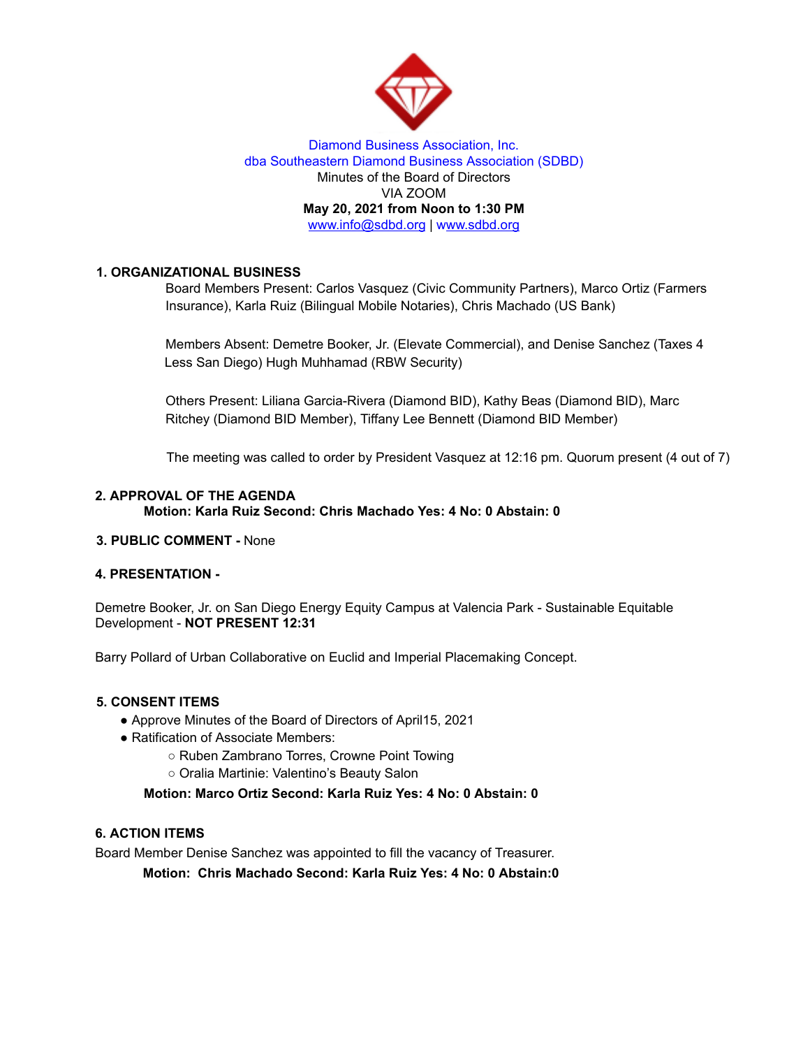Diamond Business Association, Inc.
dba Southeastern Diamond Business Association (SDBD)
Minutes of the Board of Directors
VIA ZOOM
**May 20, 2021 from Noon to 1:30 PM**
www.info@sdbd.org | www.sdbd.org

**1. ORGANIZATIONAL BUSINESS**

Board Members Present: Carlos Vasquez (Civic Community Partners), Marco Ortiz (Farmers Insurance), Karla Ruiz (Bilingual Mobile Notaries), Chris Machado (US Bank)

Members Absent: Demetre Booker, Jr. (Elevate Commercial), and Denise Sanchez (Taxes 4 Less San Diego) Hugh Muhhamad (RBW Security)

Others Present: Liliana Garcia-Rivera (Diamond BID), Kathy Beas (Diamond BID), Marc Ritchey (Diamond BID Member), Tiffany Lee Bennett (Diamond BID Member)

The meeting was called to order by President Vasquez at 12:16 pm. Quorum present (4 out of 7)

**2. APPROVAL OF THE AGENDA**

**Motion: Karla Ruiz Second: Chris Machado Yes: 4 No: 0 Abstain: 0**

**3. PUBLIC COMMENT -** None

**4. PRESENTATION -**

Demetre Booker, Jr. on San Diego Energy Equity Campus at Valencia Park - Sustainable Equitable Development - **NOT PRESENT 12:31**

Barry Pollard of Urban Collaborative on Euclid and Imperial Placemaking Concept.

**5. CONSENT ITEMS**

- Approve Minutes of the Board of Directors of April15, 2021
- Ratification of Associate Members:
  - Ruben Zambrano Torres, Crowne Point Towing
  - Oralia Martinie: Valentino's Beauty Salon

**Motion: Marco Ortiz Second: Karla Ruiz Yes: 4 No: 0 Abstain: 0**

**6. ACTION ITEMS**

Board Member Denise Sanchez was appointed to fill the vacancy of Treasurer.

**Motion: Chris Machado Second: Karla Ruiz Yes: 4 No: 0 Abstain:0**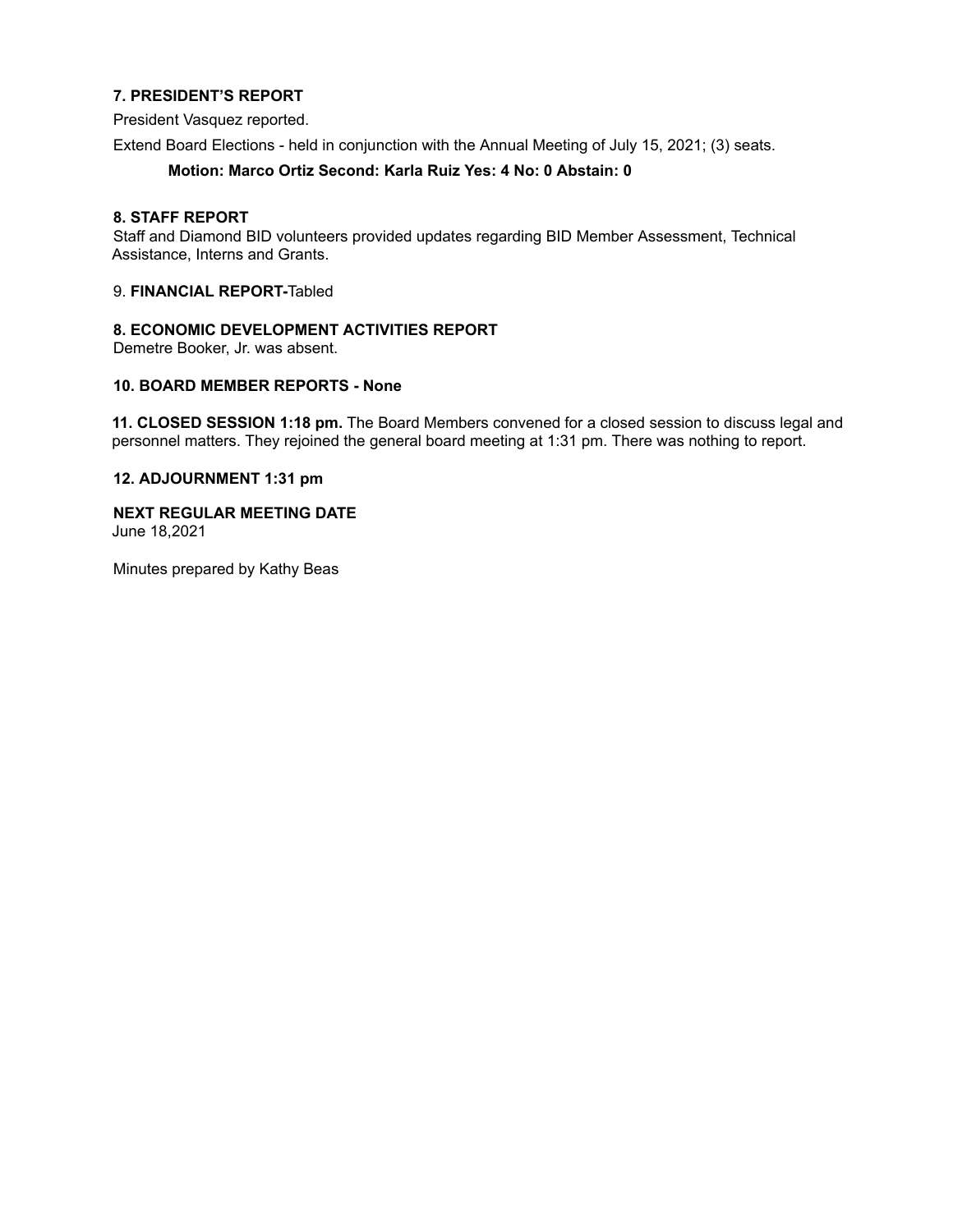**7. PRESIDENT'S REPORT**

President Vasquez reported.

Extend Board Elections - held in conjunction with the Annual Meeting of July 15, 2021; (3) seats.

**Motion: Marco Ortiz Second: Karla Ruiz Yes: 4 No: 0 Abstain: 0**

**8. STAFF REPORT**

Staff and Diamond BID volunteers provided updates regarding BID Member Assessment, Technical Assistance, Interns and Grants.

9. **FINANCIAL REPORT-**Tabled

**8. ECONOMIC DEVELOPMENT ACTIVITIES REPORT**

Demetre Booker, Jr. was absent.

**10. BOARD MEMBER REPORTS - None**

**11. CLOSED SESSION 1:18 pm.** The Board Members convened for a closed session to discuss legal and personnel matters. They rejoined the general board meeting at 1:31 pm. There was nothing to report.

**12. ADJOURNMENT 1:31 pm**

**NEXT REGULAR MEETING DATE**

June 18,2021

Minutes prepared by Kathy Beas